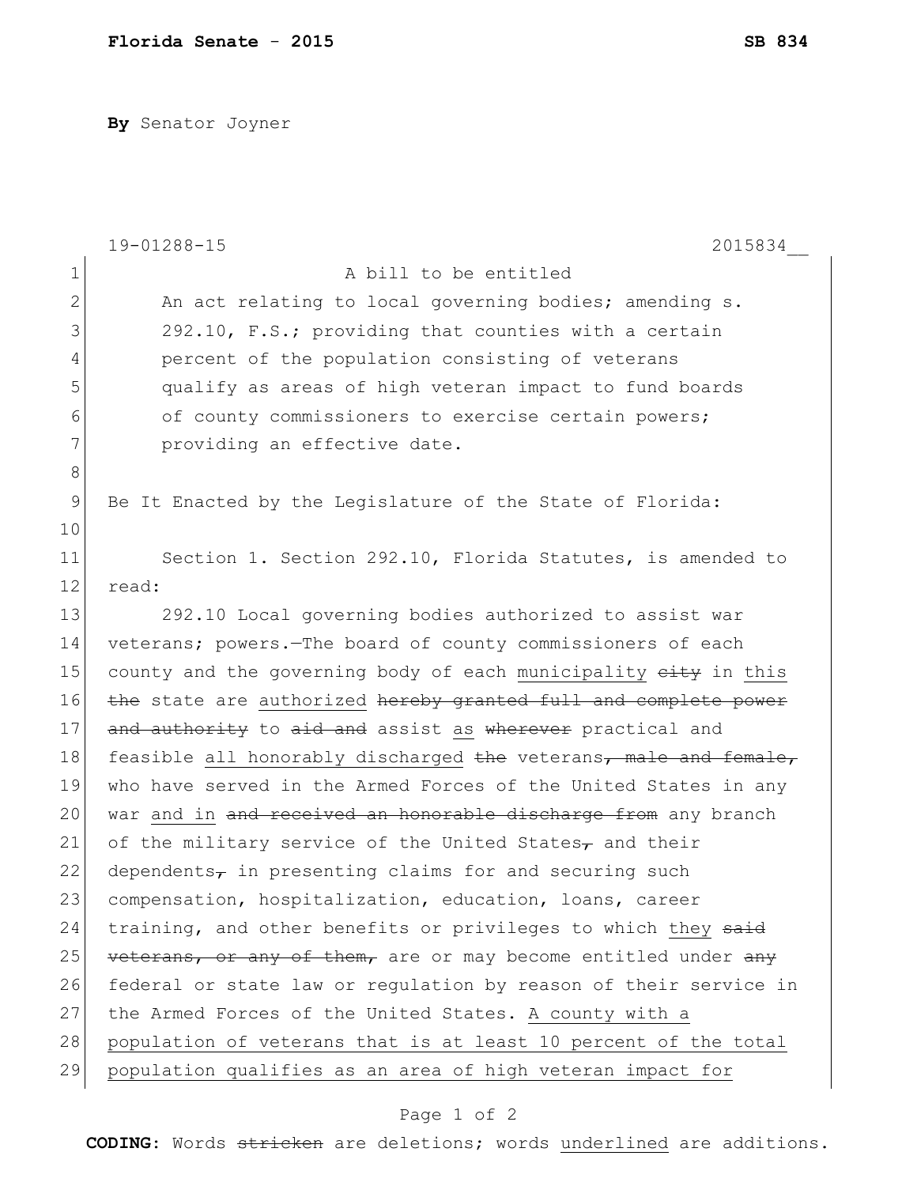**By** Senator Joyner

19-01288-15 2015834__

A bill to be entitled

An act relating to local governing bodies; amending s. 292.10, F.S.; providing that counties with a certain percent of the population consisting of veterans qualify as areas of high veteran impact to fund boards of county commissioners to exercise certain powers; providing an effective date.

Be It Enacted by the Legislature of the State of Florida:

Section 1. Section 292.10, Florida Statutes, is amended to read:

292.10 Local governing bodies authorized to assist war veterans; powers.—The board of county commissioners of each county and the governing body of each <u>municipality</u> ~~city~~ in <u>this</u> ~~the~~ state are <u>authorized</u> ~~hereby granted full and complete power and authority~~ to ~~aid and~~ assist <u>as</u> ~~wherever~~ practical and feasible <u>all honorably discharged</u> ~~the~~ veterans~~, male and female,~~ who have served in the Armed Forces of the United States in any war <u>and in</u> ~~and received an honorable discharge from~~ any branch of the military service of the United States~~,~~ and their dependents~~,~~ in presenting claims for and securing such compensation, hospitalization, education, loans, career training, and other benefits or privileges to which <u>they</u> ~~said veterans, or any of them,~~ are or may become entitled under ~~any~~ federal or state law or regulation by reason of their service in the Armed Forces of the United States. <u>A county with a population of veterans that is at least 10 percent of the total population qualifies as an area of high veteran impact for</u>

**CODING:** Words ~~stricken~~ are deletions; words <u>underlined</u> are additions.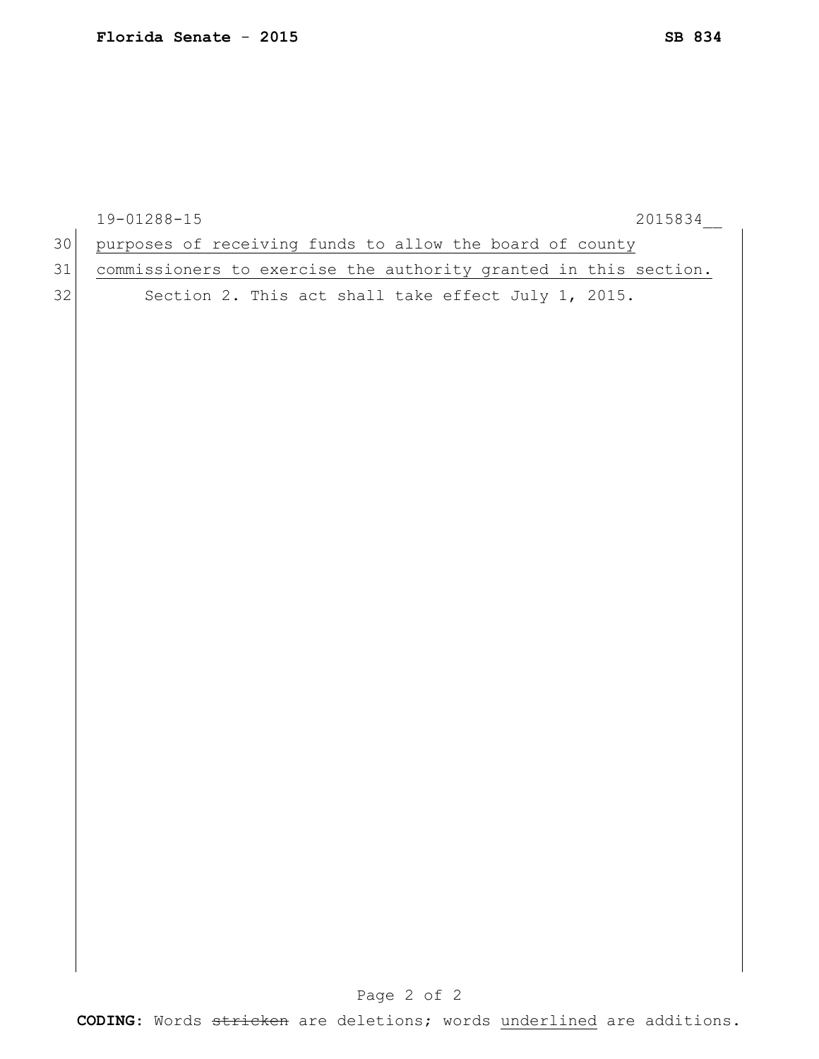19-01288-15 2015834__

30 purposes of receiving funds to allow the board of county

31 commissioners to exercise the authority granted in this section.

32 Section 2. This act shall take effect July 1, 2015.

**CODING:** Words ~~stricken~~ are deletions; words underlined are additions.